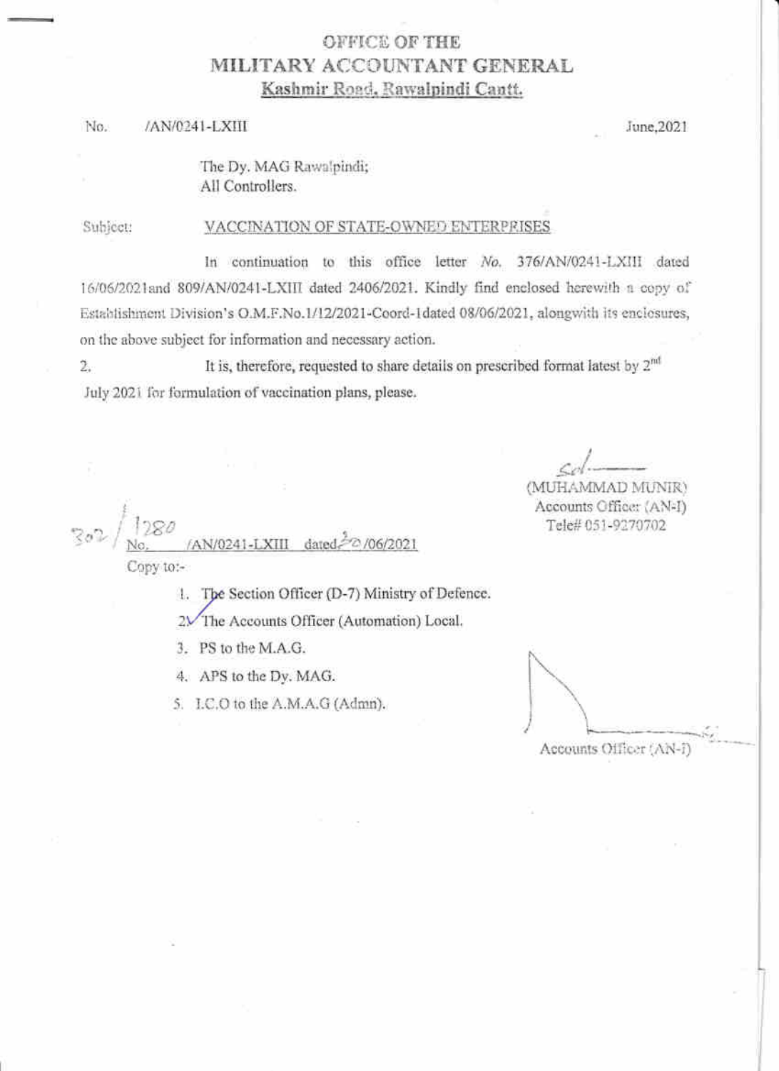# OFFICE OF THE
# MILITARY ACCOUNTANT GENERAL
**Kashmir Road, Rawalpindi Cantt.**

No. /AN/0241-LXIII June,2021

The Dy. MAG Rawalpindi;
All Controllers.

Subject: VACCINATION OF STATE-OWNED ENTERPRISES

In continuation to this office letter No. 376/AN/0241-LXIII dated 16/06/2021and 809/AN/0241-LXIII dated 2406/2021. Kindly find enclosed herewith a copy of Establishment Division's O.M.F.No.1/12/2021-Coord-1dated 08/06/2021, alongwith its enclosures, on the above subject for information and necessary action.

2. It is, therefore, requested to share details on prescribed format latest by 2nd July 2021 for formulation of vaccination plans, please.

Sd/-
(MUHAMMAD MUNIR)
Accounts Officer (AN-I)
Tele# 051-9270702

302/1280 No. /AN/0241-LXIII dated 30/06/2021

Copy to:-

1. The Section Officer (D-7) Ministry of Defence.
2. The Accounts Officer (Automation) Local.
3. PS to the M.A.G.
4. APS to the Dy. MAG.
5. I.C.O to the A.M.A.G (Admn).

Accounts Officer (AN-I)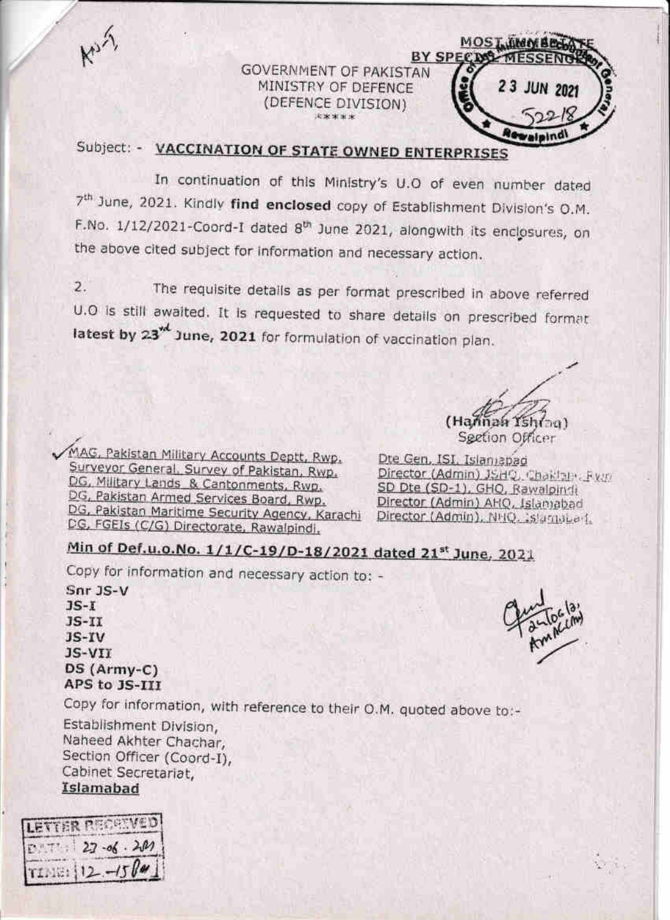MOST IMMEDIATE
BY SPECIAL MESSENGER

23 JUN 2021

GOVERNMENT OF PAKISTAN
MINISTRY OF DEFENCE
(DEFENCE DIVISION)
\*\*\*\*\*

Subject: - **VACCINATION OF STATE OWNED ENTERPRISES**

In continuation of this Ministry's U.O of even number dated 7th June, 2021. Kindly **find enclosed** copy of Establishment Division's O.M. F.No. 1/12/2021-Coord-I dated 8th June 2021, alongwith its enclosures, on the above cited subject for information and necessary action.

2. The requisite details as per format prescribed in above referred U.O is still awaited. It is requested to share details on prescribed format **latest by 23rd June, 2021** for formulation of vaccination plan.

(Hannan Ishfaq)
Section Officer

MAG, Pakistan Military Accounts Deptt, Rwp.
Surveyor General, Survey of Pakistan, Rwp.
DG, Military Lands & Cantonments, Rwp.
DG, Pakistan Armed Services Board, Rwp.
DG, Pakistan Maritime Security Agency, Karachi
DG, FGEIs (C/G) Directorate, Rawalpindi.

Dte Gen, ISI, Islamabad
Director (Admin) JSHQ, Chaklala, Rwp
SD Dte (SD-1), GHQ, Rawalpindi
Director (Admin) AHQ, Islamabad
Director (Admin), NHQ, Islamabad.

**Min of Def.u.o.No. 1/1/C-19/D-18/2021 dated 21st June, 2021**

Copy for information and necessary action to: -

**Snr JS-V**
**JS-I**
**JS-II**
**JS-IV**
**JS-VII**
**DS (Army-C)**
**APS to JS-III**

Copy for information, with reference to their O.M. quoted above to:-

Establishment Division,
Naheed Akhter Chachar,
Section Officer (Coord-I),
Cabinet Secretariat,
**Islamabad**

LETTER RECEIVED
DATE: 23-06-2021
TIME: 12-15 PM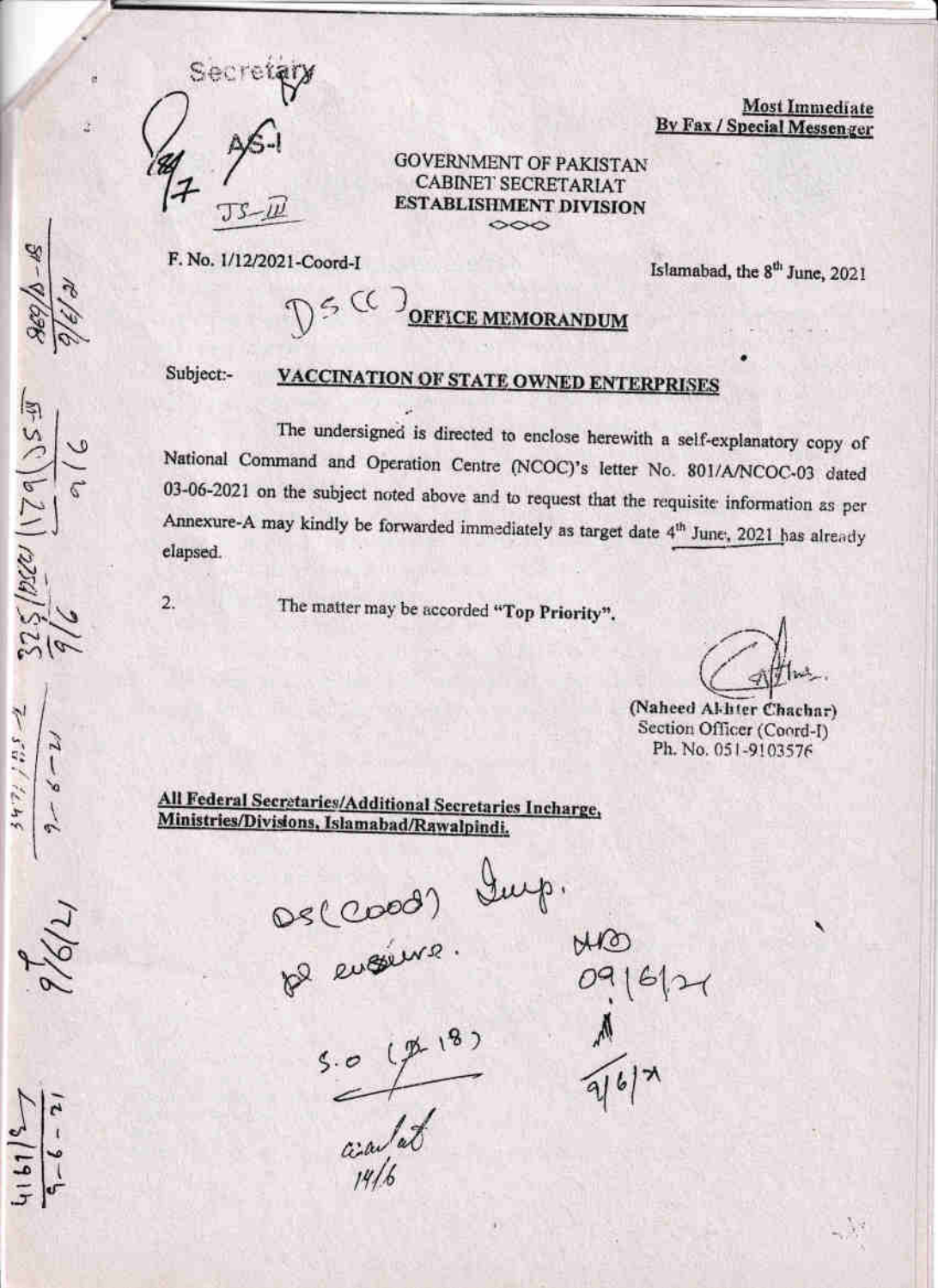Most Immediate
By Fax / Special Messenger

GOVERNMENT OF PAKISTAN
CABINET SECRETARIAT
ESTABLISHMENT DIVISION

F. No. 1/12/2021-Coord-I

Islamabad, the 8th June, 2021

**OFFICE MEMORANDUM**

Subject:- **VACCINATION OF STATE OWNED ENTERPRISES**

The undersigned is directed to enclose herewith a self-explanatory copy of National Command and Operation Centre (NCOC)'s letter No. 801/A/NCOC-03 dated 03-06-2021 on the subject noted above and to request that the requisite information as per Annexure-A may kindly be forwarded immediately as target date 4th June, 2021 has already elapsed.

2. The matter may be accorded **"Top Priority"**.

(Naheed Akhter Chachar)
Section Officer (Coord-I)
Ph. No. 051-9103576

**All Federal Secretaries/Additional Secretaries Incharge, Ministries/Divisions, Islamabad/Rawalpindi.**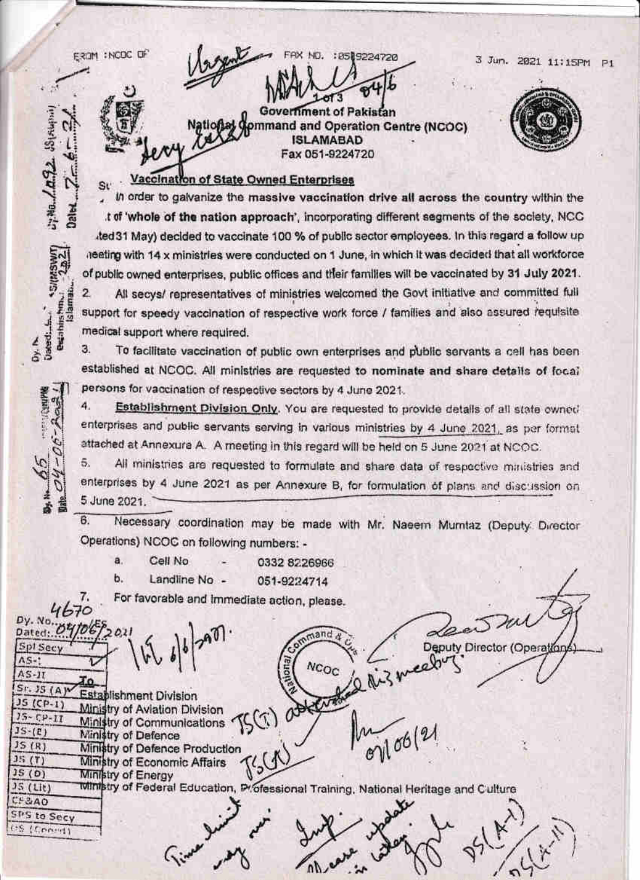FROM :NCOC OF FAX NO. :0519224720 3 Jun. 2021 11:15PM P1

Urgent

1 of 3

# Government of Pakistan
## National Command and Operation Centre (NCOC)
## ISLAMABAD
Fax 051-9224720

Very Esta

**Vaccination of State Owned Enterprises**

In order to galvanize the massive vaccination drive all across the country within the ...t of 'whole of the nation approach', incorporating different segments of the society, NCC ...ted 31 May) decided to vaccinate 100 % of public sector employees. In this regard a follow up meeting with 14 x ministries were conducted on 1 June, in which it was decided that all workforce of public owned enterprises, public offices and their families will be vaccinated by 31 July 2021.

2. All secys/ representatives of ministries welcomed the Govt initiative and committed full support for speedy vaccination of respective work force / families and also assured requisite medical support where required.

3. To facilitate vaccination of public own enterprises and public servants a cell has been established at NCOC. All ministries are requested to nominate and share details of focal persons for vaccination of respective sectors by 4 June 2021.

4. **Establishment Division Only**. You are requested to provide details of all state owned enterprises and public servants serving in various ministries by 4 June 2021, as per format attached at Annexure A. A meeting in this regard will be held on 5 June 2021 at NCOC.

5. All ministries are requested to formulate and share data of respective ministries and enterprises by 4 June 2021 as per Annexure B, for formulation of plans and discussion on 5 June 2021.

6. Necessary coordination may be made with Mr. Naeem Mumtaz (Deputy Director Operations) NCOC on following numbers: -

   a. Cell No - 0332 8226966
   b. Landline No - 051-9224714

7. For favorable and immediate action, please.

Deputy Director (Operations)

Dy. No. 4670
Dated: 04/06/2021

| |
|---|
| Spl Secy |
| AS-I |
| AS-II |
| Sr. JS (A) |
| JS (CP-1) |
| JS-CP-II |
| JS-(E) |
| JS (R) |
| JS (T) |
| JS (D) |
| JS (Lit) |
| CF&AO |
| SPS to Secy |
| PS (Coord) |

**To**

Establishment Division
Ministry of Aviation Division
Ministry of Communications
Ministry of Defence
Ministry of Defence Production
Ministry of Economic Affairs
Ministry of Energy
Ministry of Federal Education, Professional Training, National Heritage and Culture

JS(T) JS(A)

Time limit very near. Imp. Please update in letter. DS(A-I) DS(A-II)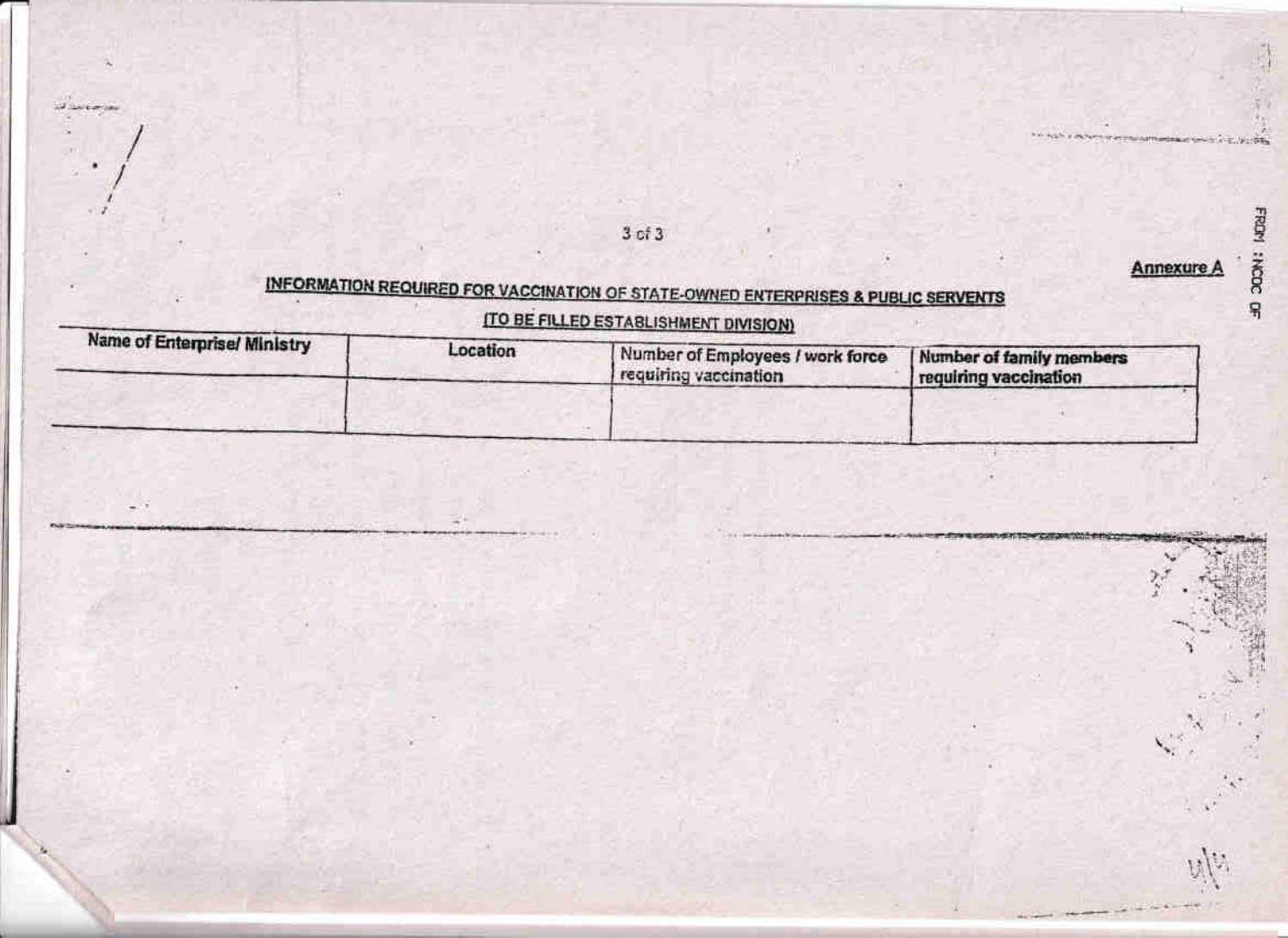**Annexure A**

## INFORMATION REQUIRED FOR VACCINATION OF STATE-OWNED ENTERPRISES & PUBLIC SERVENTS

### (TO BE FILLED ESTABLISHMENT DIVISION)

| Name of Enterprise/ Ministry | Location | Number of Employees / work force requiring vaccination | Number of family members requiring vaccination |
|---|---|---|---|
| | | | |